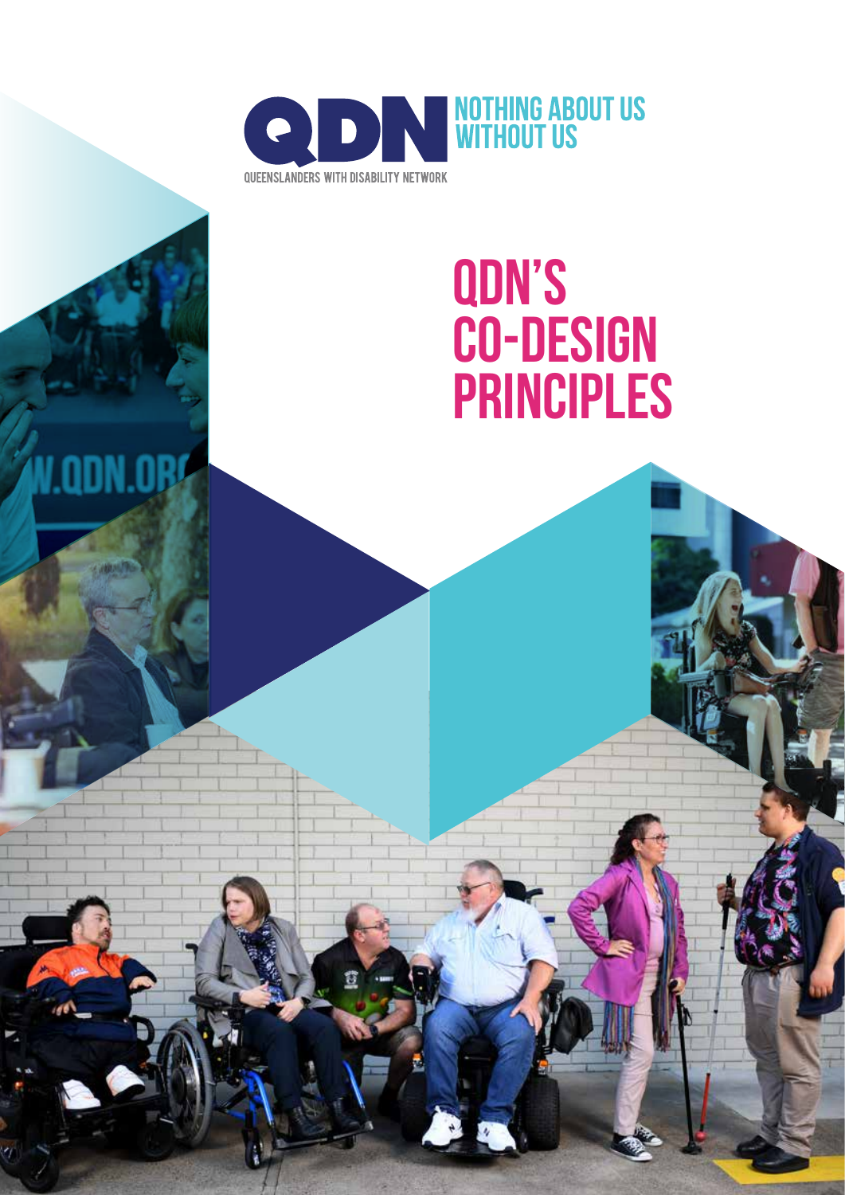QDN

QUEENSLANDERS WITH DISABILITY NETWORK

NOTHING ABOUT US WITHOUT US

# QDN'S CO-DESIGN PRINCIPLES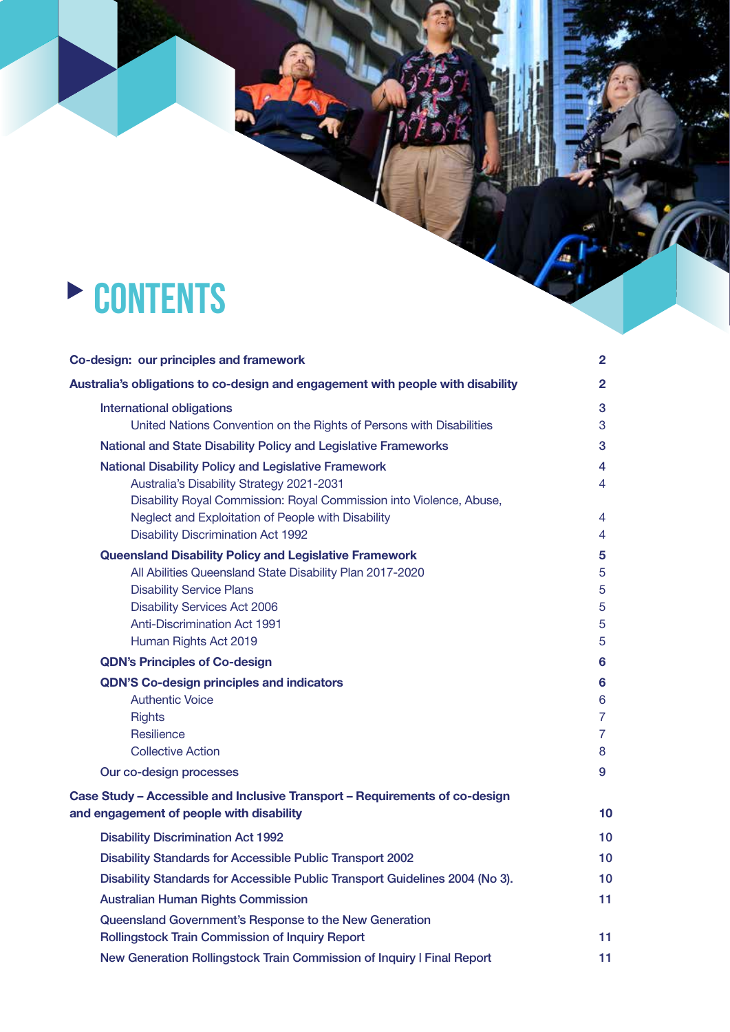# CONTENTS

| | |
|---|---|
| **Co-design: our principles and framework** | **2** |
| **Australia's obligations to co-design and engagement with people with disability** | **2** |
| International obligations | 3 |
| United Nations Convention on the Rights of Persons with Disabilities | 3 |
| National and State Disability Policy and Legislative Frameworks | 3 |
| National Disability Policy and Legislative Framework | 4 |
| Australia's Disability Strategy 2021-2031 | 4 |
| Disability Royal Commission: Royal Commission into Violence, Abuse, Neglect and Exploitation of People with Disability | 4 |
| Disability Discrimination Act 1992 | 4 |
| **Queensland Disability Policy and Legislative Framework** | **5** |
| All Abilities Queensland State Disability Plan 2017-2020 | 5 |
| Disability Service Plans | 5 |
| Disability Services Act 2006 | 5 |
| Anti-Discrimination Act 1991 | 5 |
| Human Rights Act 2019 | 5 |
| **QDN's Principles of Co-design** | **6** |
| **QDN'S Co-design principles and indicators** | **6** |
| Authentic Voice | 6 |
| Rights | 7 |
| Resilience | 7 |
| Collective Action | 8 |
| Our co-design processes | 9 |
| **Case Study – Accessible and Inclusive Transport – Requirements of co-design and engagement of people with disability** | **10** |
| Disability Discrimination Act 1992 | 10 |
| Disability Standards for Accessible Public Transport 2002 | 10 |
| Disability Standards for Accessible Public Transport Guidelines 2004 (No 3). | 10 |
| Australian Human Rights Commission | 11 |
| Queensland Government's Response to the New Generation Rollingstock Train Commission of Inquiry Report | 11 |
| New Generation Rollingstock Train Commission of Inquiry I Final Report | 11 |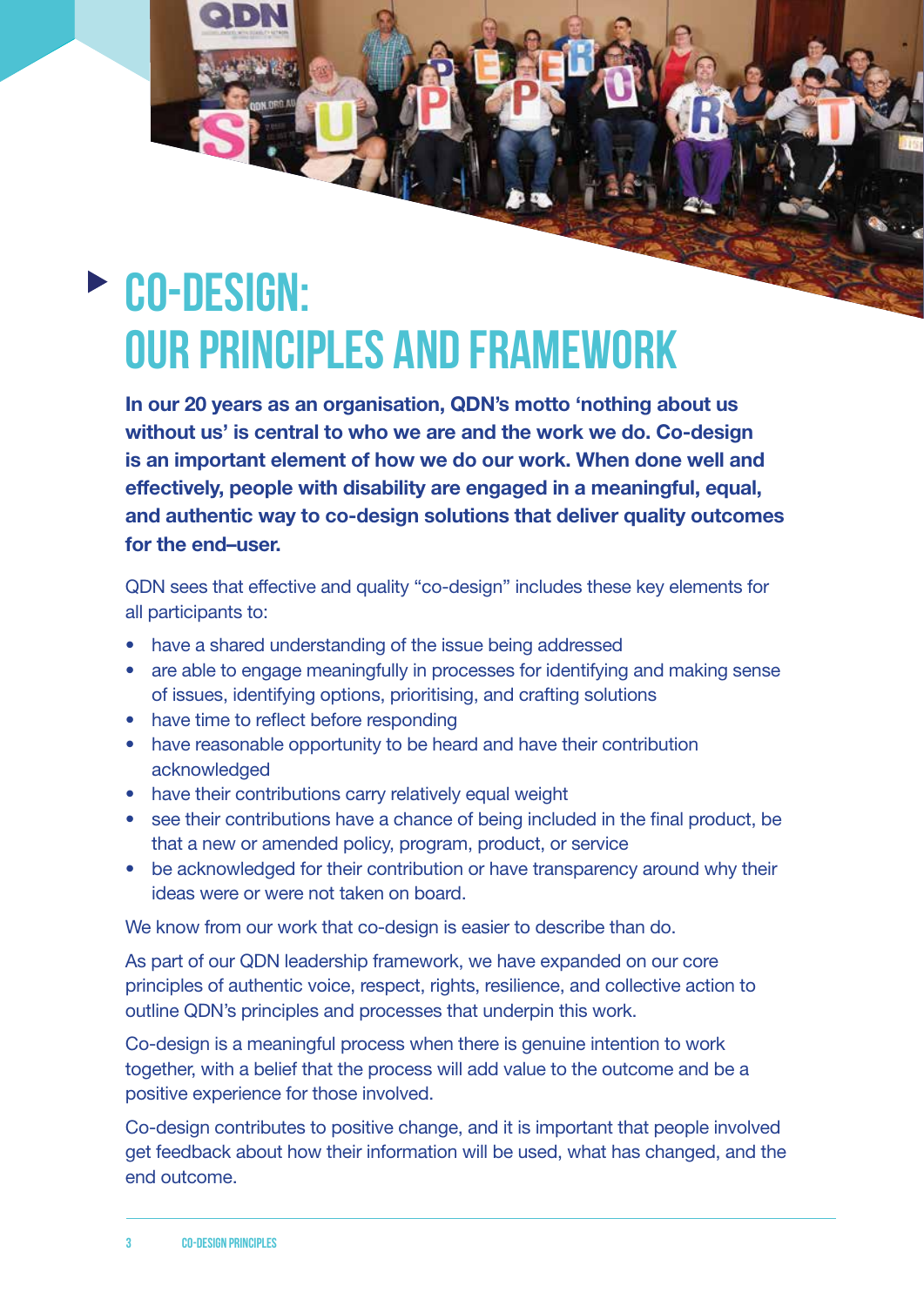# CO-DESIGN: OUR PRINCIPLES AND FRAMEWORK

**In our 20 years as an organisation, QDN's motto 'nothing about us without us' is central to who we are and the work we do. Co-design is an important element of how we do our work. When done well and effectively, people with disability are engaged in a meaningful, equal, and authentic way to co-design solutions that deliver quality outcomes for the end–user.**

QDN sees that effective and quality "co-design" includes these key elements for all participants to:

- have a shared understanding of the issue being addressed
- are able to engage meaningfully in processes for identifying and making sense of issues, identifying options, prioritising, and crafting solutions
- have time to reflect before responding
- have reasonable opportunity to be heard and have their contribution acknowledged
- have their contributions carry relatively equal weight
- see their contributions have a chance of being included in the final product, be that a new or amended policy, program, product, or service
- be acknowledged for their contribution or have transparency around why their ideas were or were not taken on board.

We know from our work that co-design is easier to describe than do.

As part of our QDN leadership framework, we have expanded on our core principles of authentic voice, respect, rights, resilience, and collective action to outline QDN's principles and processes that underpin this work.

Co-design is a meaningful process when there is genuine intention to work together, with a belief that the process will add value to the outcome and be a positive experience for those involved.

Co-design contributes to positive change, and it is important that people involved get feedback about how their information will be used, what has changed, and the end outcome.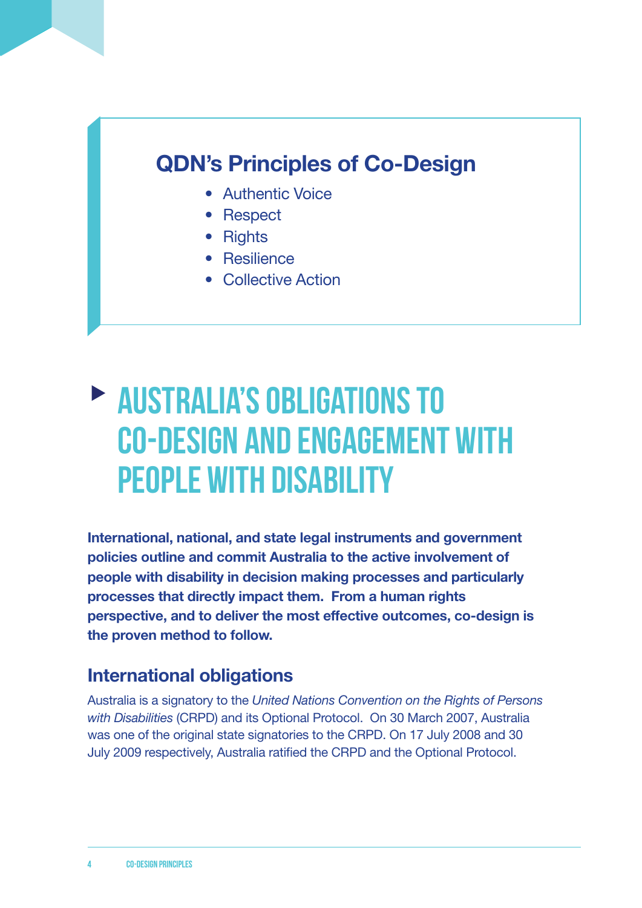## QDN's Principles of Co-Design

- Authentic Voice
- Respect
- Rights
- Resilience
- Collective Action

# AUSTRALIA'S OBLIGATIONS TO CO-DESIGN AND ENGAGEMENT WITH PEOPLE WITH DISABILITY

**International, national, and state legal instruments and government policies outline and commit Australia to the active involvement of people with disability in decision making processes and particularly processes that directly impact them. From a human rights perspective, and to deliver the most effective outcomes, co-design is the proven method to follow.**

## International obligations

Australia is a signatory to the *United Nations Convention on the Rights of Persons with Disabilities* (CRPD) and its Optional Protocol. On 30 March 2007, Australia was one of the original state signatories to the CRPD. On 17 July 2008 and 30 July 2009 respectively, Australia ratified the CRPD and the Optional Protocol.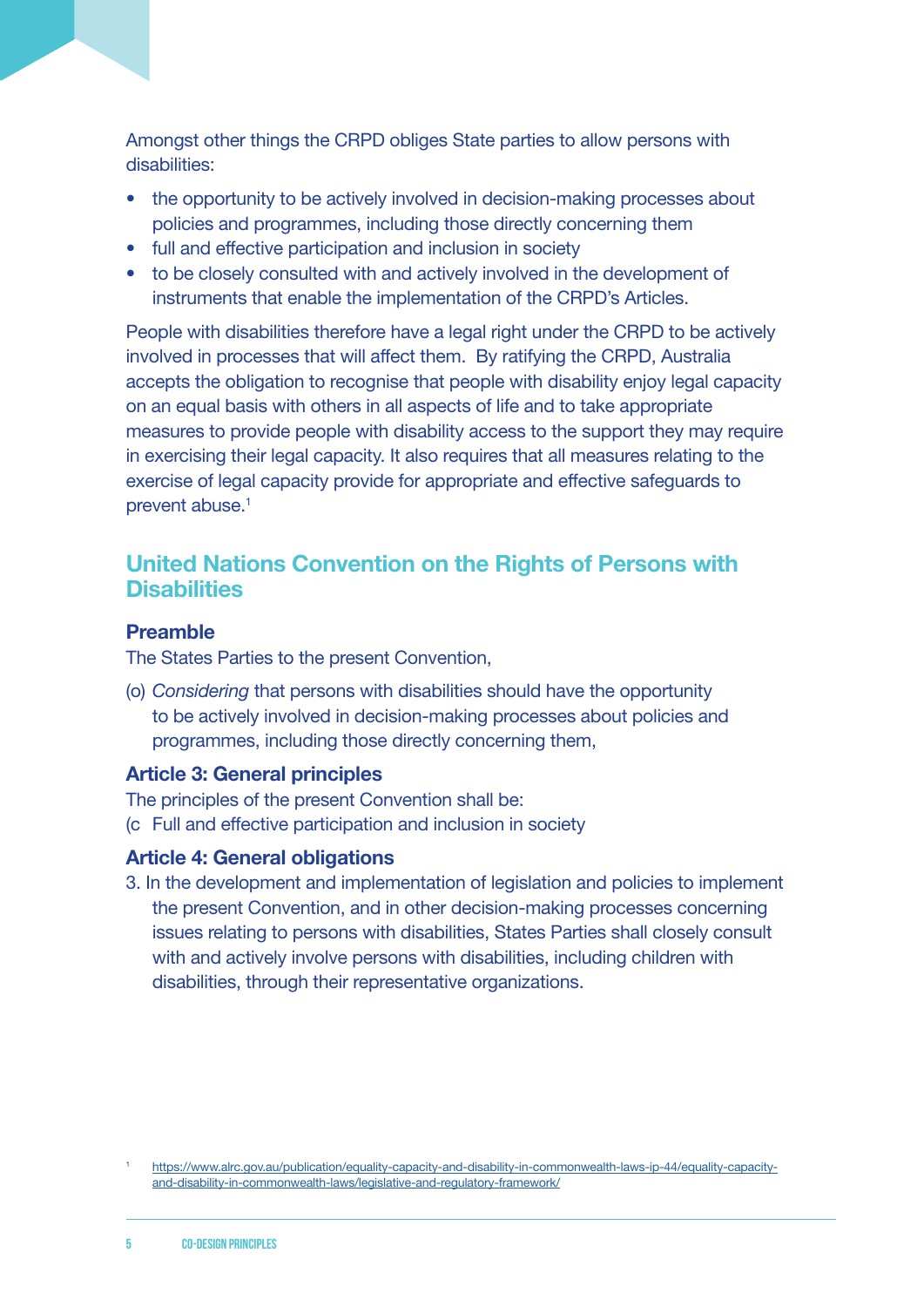Amongst other things the CRPD obliges State parties to allow persons with disabilities:

- the opportunity to be actively involved in decision-making processes about policies and programmes, including those directly concerning them
- full and effective participation and inclusion in society
- to be closely consulted with and actively involved in the development of instruments that enable the implementation of the CRPD's Articles.

People with disabilities therefore have a legal right under the CRPD to be actively involved in processes that will affect them. By ratifying the CRPD, Australia accepts the obligation to recognise that people with disability enjoy legal capacity on an equal basis with others in all aspects of life and to take appropriate measures to provide people with disability access to the support they may require in exercising their legal capacity. It also requires that all measures relating to the exercise of legal capacity provide for appropriate and effective safeguards to prevent abuse.[1]

## United Nations Convention on the Rights of Persons with Disabilities

### Preamble

The States Parties to the present Convention,

(o) *Considering* that persons with disabilities should have the opportunity to be actively involved in decision-making processes about policies and programmes, including those directly concerning them,

### Article 3: General principles

The principles of the present Convention shall be:

(c Full and effective participation and inclusion in society

### Article 4: General obligations

3. In the development and implementation of legislation and policies to implement the present Convention, and in other decision-making processes concerning issues relating to persons with disabilities, States Parties shall closely consult with and actively involve persons with disabilities, including children with disabilities, through their representative organizations.

[1] https://www.alrc.gov.au/publication/equality-capacity-and-disability-in-commonwealth-laws-ip-44/equality-capacity-and-disability-in-commonwealth-laws/legislative-and-regulatory-framework/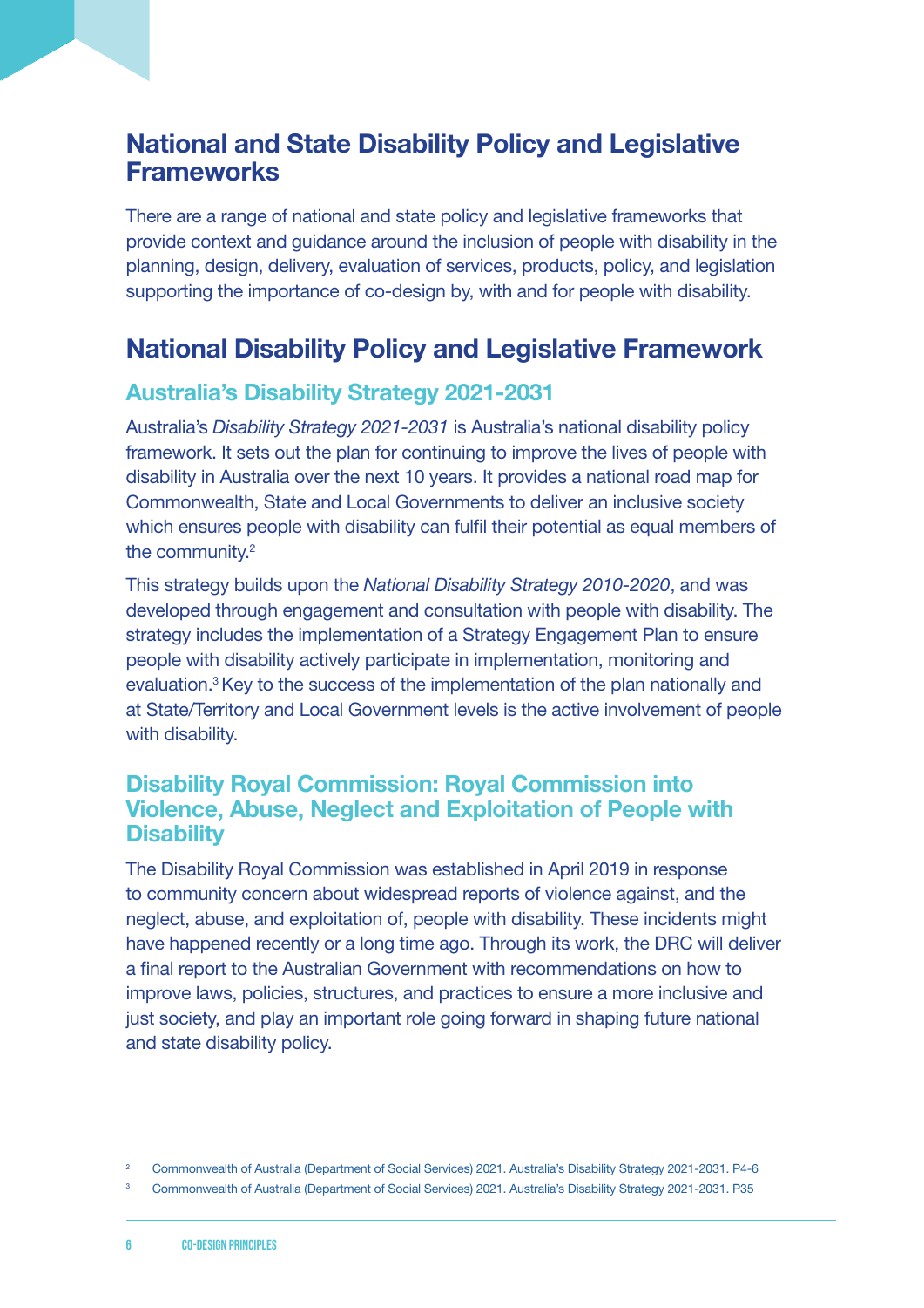## National and State Disability Policy and Legislative Frameworks

There are a range of national and state policy and legislative frameworks that provide context and guidance around the inclusion of people with disability in the planning, design, delivery, evaluation of services, products, policy, and legislation supporting the importance of co-design by, with and for people with disability.

## National Disability Policy and Legislative Framework

### Australia's Disability Strategy 2021-2031

Australia's *Disability Strategy 2021-2031* is Australia's national disability policy framework. It sets out the plan for continuing to improve the lives of people with disability in Australia over the next 10 years. It provides a national road map for Commonwealth, State and Local Governments to deliver an inclusive society which ensures people with disability can fulfil their potential as equal members of the community.[2]

This strategy builds upon the *National Disability Strategy 2010-2020*, and was developed through engagement and consultation with people with disability. The strategy includes the implementation of a Strategy Engagement Plan to ensure people with disability actively participate in implementation, monitoring and evaluation.[3] Key to the success of the implementation of the plan nationally and at State/Territory and Local Government levels is the active involvement of people with disability.

### Disability Royal Commission: Royal Commission into Violence, Abuse, Neglect and Exploitation of People with Disability

The Disability Royal Commission was established in April 2019 in response to community concern about widespread reports of violence against, and the neglect, abuse, and exploitation of, people with disability. These incidents might have happened recently or a long time ago. Through its work, the DRC will deliver a final report to the Australian Government with recommendations on how to improve laws, policies, structures, and practices to ensure a more inclusive and just society, and play an important role going forward in shaping future national and state disability policy.

[2] Commonwealth of Australia (Department of Social Services) 2021. Australia's Disability Strategy 2021-2031. P4-6

[3] Commonwealth of Australia (Department of Social Services) 2021. Australia's Disability Strategy 2021-2031. P35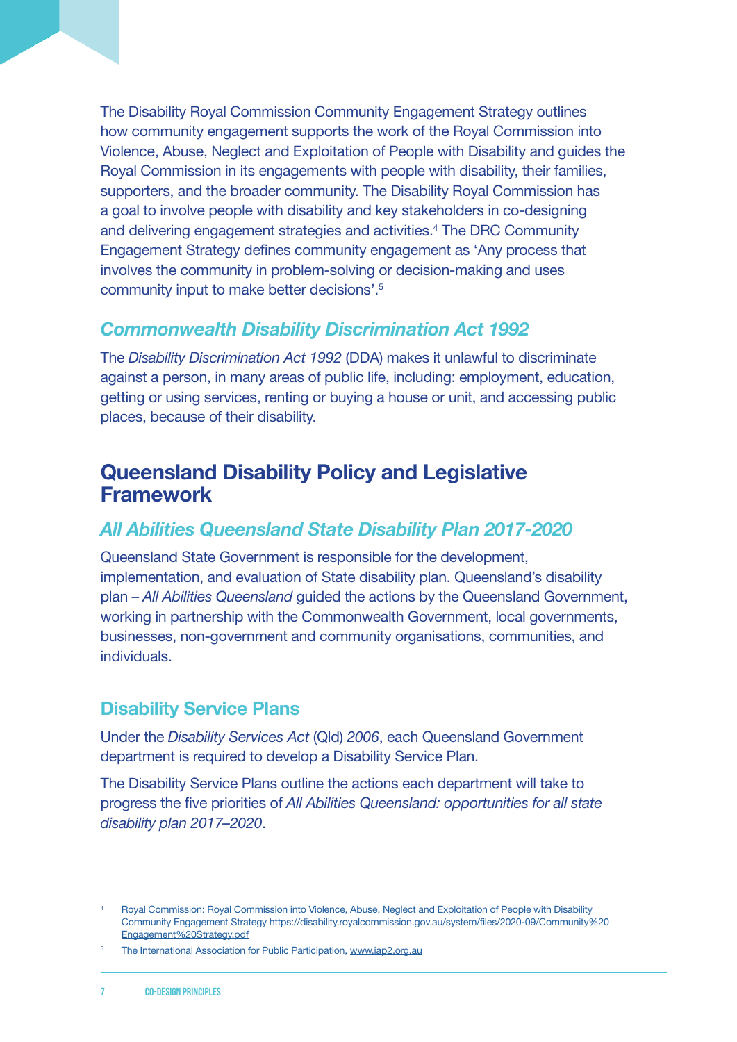The Disability Royal Commission Community Engagement Strategy outlines how community engagement supports the work of the Royal Commission into Violence, Abuse, Neglect and Exploitation of People with Disability and guides the Royal Commission in its engagements with people with disability, their families, supporters, and the broader community. The Disability Royal Commission has a goal to involve people with disability and key stakeholders in co-designing and delivering engagement strategies and activities.[4] The DRC Community Engagement Strategy defines community engagement as 'Any process that involves the community in problem-solving or decision-making and uses community input to make better decisions'.[5]

### *Commonwealth Disability Discrimination Act 1992*

The *Disability Discrimination Act 1992* (DDA) makes it unlawful to discriminate against a person, in many areas of public life, including: employment, education, getting or using services, renting or buying a house or unit, and accessing public places, because of their disability.

## Queensland Disability Policy and Legislative Framework

### *All Abilities Queensland State Disability Plan 2017-2020*

Queensland State Government is responsible for the development, implementation, and evaluation of State disability plan. Queensland's disability plan – *All Abilities Queensland* guided the actions by the Queensland Government, working in partnership with the Commonwealth Government, local governments, businesses, non-government and community organisations, communities, and individuals.

### Disability Service Plans

Under the *Disability Services Act* (Qld) *2006*, each Queensland Government department is required to develop a Disability Service Plan.

The Disability Service Plans outline the actions each department will take to progress the five priorities of *All Abilities Queensland: opportunities for all state disability plan 2017–2020*.

[4] Royal Commission: Royal Commission into Violence, Abuse, Neglect and Exploitation of People with Disability Community Engagement Strategy https://disability.royalcommission.gov.au/system/files/2020-09/Community%20Engagement%20Strategy.pdf

[5] The International Association for Public Participation, www.iap2.org.au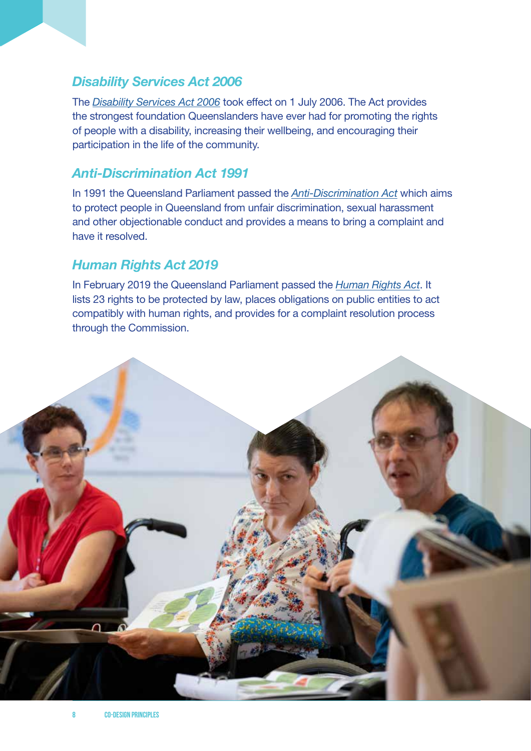### *Disability Services Act 2006*

The *Disability Services Act 2006* took effect on 1 July 2006. The Act provides the strongest foundation Queenslanders have ever had for promoting the rights of people with a disability, increasing their wellbeing, and encouraging their participation in the life of the community.

### *Anti-Discrimination Act 1991*

In 1991 the Queensland Parliament passed the *Anti-Discrimination Act* which aims to protect people in Queensland from unfair discrimination, sexual harassment and other objectionable conduct and provides a means to bring a complaint and have it resolved.

### *Human Rights Act 2019*

In February 2019 the Queensland Parliament passed the *Human Rights Act*. It lists 23 rights to be protected by law, places obligations on public entities to act compatibly with human rights, and provides for a complaint resolution process through the Commission.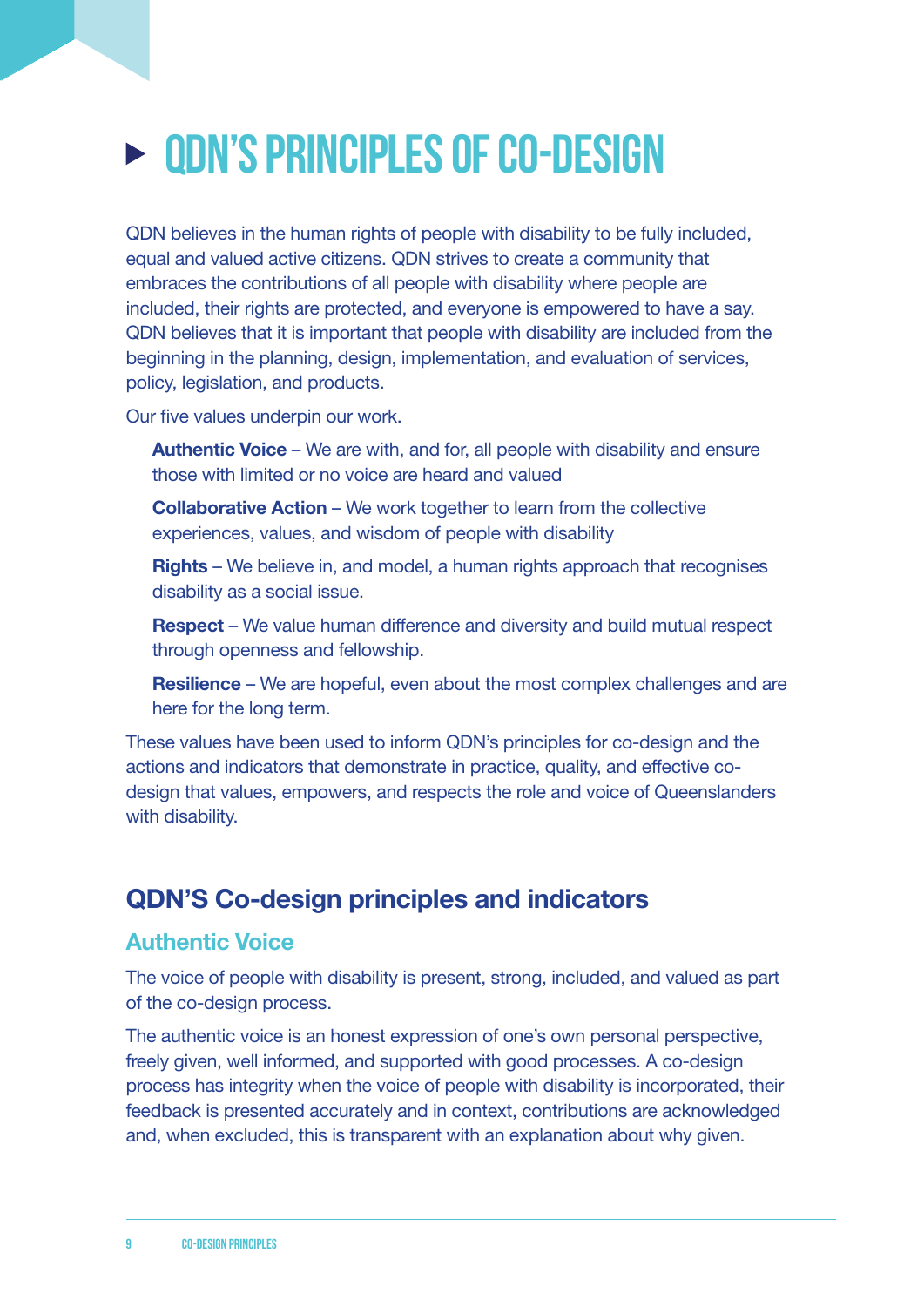# QDN'S PRINCIPLES OF CO-DESIGN

QDN believes in the human rights of people with disability to be fully included, equal and valued active citizens. QDN strives to create a community that embraces the contributions of all people with disability where people are included, their rights are protected, and everyone is empowered to have a say. QDN believes that it is important that people with disability are included from the beginning in the planning, design, implementation, and evaluation of services, policy, legislation, and products.

Our five values underpin our work.

**Authentic Voice** – We are with, and for, all people with disability and ensure those with limited or no voice are heard and valued

**Collaborative Action** – We work together to learn from the collective experiences, values, and wisdom of people with disability

**Rights** – We believe in, and model, a human rights approach that recognises disability as a social issue.

**Respect** – We value human difference and diversity and build mutual respect through openness and fellowship.

**Resilience** – We are hopeful, even about the most complex challenges and are here for the long term.

These values have been used to inform QDN's principles for co-design and the actions and indicators that demonstrate in practice, quality, and effective co-design that values, empowers, and respects the role and voice of Queenslanders with disability.

## QDN'S Co-design principles and indicators

### Authentic Voice

The voice of people with disability is present, strong, included, and valued as part of the co-design process.

The authentic voice is an honest expression of one's own personal perspective, freely given, well informed, and supported with good processes. A co-design process has integrity when the voice of people with disability is incorporated, their feedback is presented accurately and in context, contributions are acknowledged and, when excluded, this is transparent with an explanation about why given.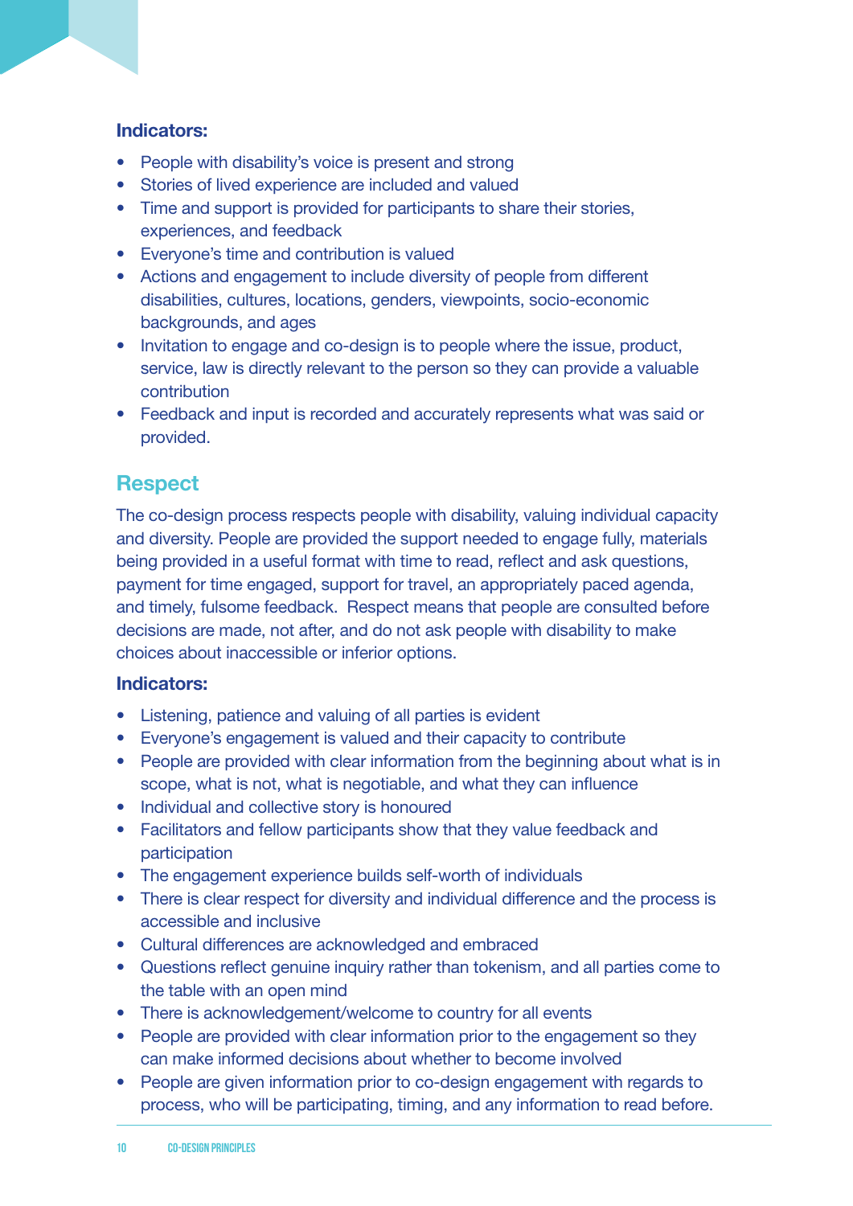**Indicators:**

- People with disability's voice is present and strong
- Stories of lived experience are included and valued
- Time and support is provided for participants to share their stories, experiences, and feedback
- Everyone's time and contribution is valued
- Actions and engagement to include diversity of people from different disabilities, cultures, locations, genders, viewpoints, socio-economic backgrounds, and ages
- Invitation to engage and co-design is to people where the issue, product, service, law is directly relevant to the person so they can provide a valuable contribution
- Feedback and input is recorded and accurately represents what was said or provided.

## Respect

The co-design process respects people with disability, valuing individual capacity and diversity. People are provided the support needed to engage fully, materials being provided in a useful format with time to read, reflect and ask questions, payment for time engaged, support for travel, an appropriately paced agenda, and timely, fulsome feedback. Respect means that people are consulted before decisions are made, not after, and do not ask people with disability to make choices about inaccessible or inferior options.

**Indicators:**

- Listening, patience and valuing of all parties is evident
- Everyone's engagement is valued and their capacity to contribute
- People are provided with clear information from the beginning about what is in scope, what is not, what is negotiable, and what they can influence
- Individual and collective story is honoured
- Facilitators and fellow participants show that they value feedback and participation
- The engagement experience builds self-worth of individuals
- There is clear respect for diversity and individual difference and the process is accessible and inclusive
- Cultural differences are acknowledged and embraced
- Questions reflect genuine inquiry rather than tokenism, and all parties come to the table with an open mind
- There is acknowledgement/welcome to country for all events
- People are provided with clear information prior to the engagement so they can make informed decisions about whether to become involved
- People are given information prior to co-design engagement with regards to process, who will be participating, timing, and any information to read before.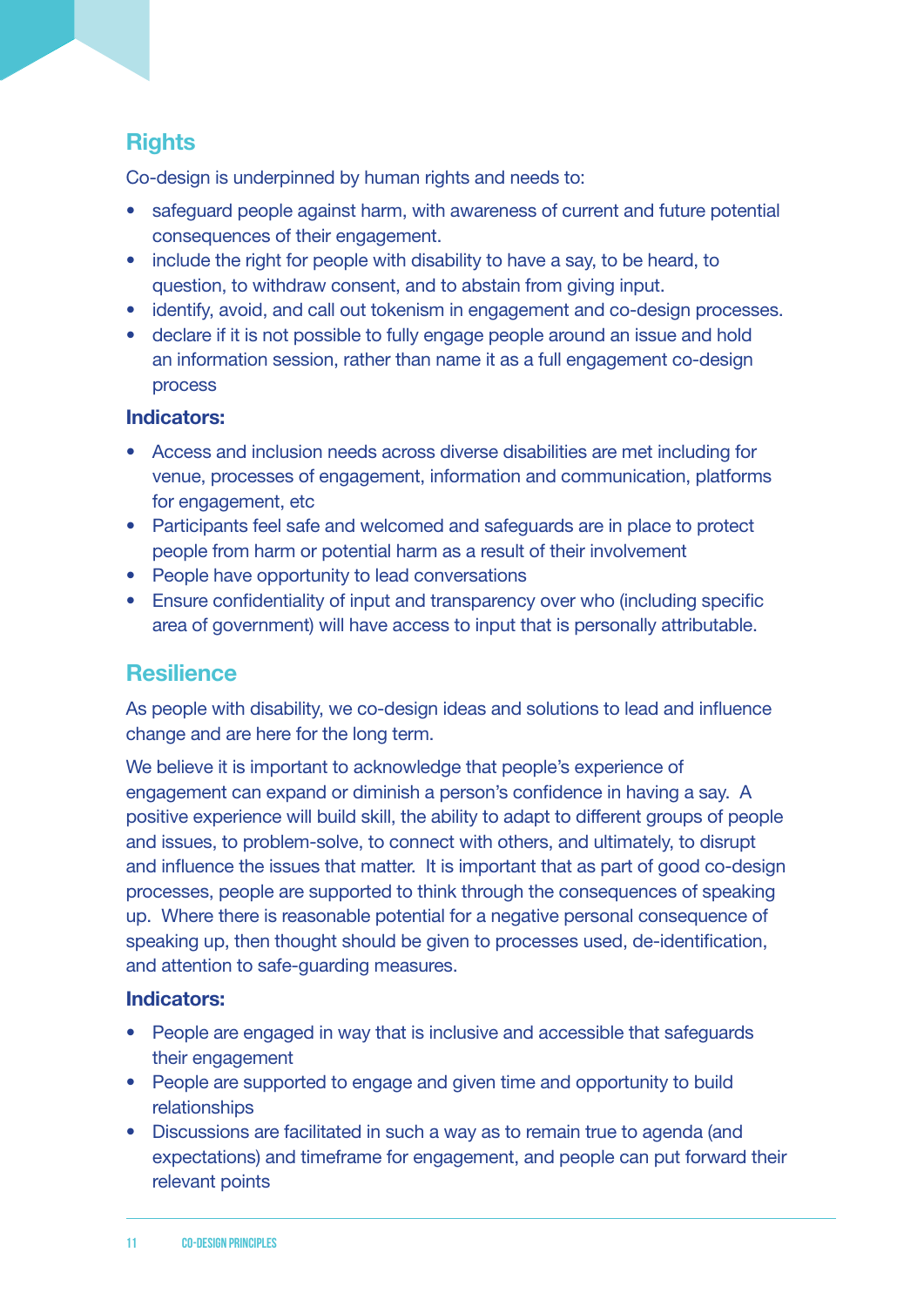## Rights

Co-design is underpinned by human rights and needs to:

- safeguard people against harm, with awareness of current and future potential consequences of their engagement.
- include the right for people with disability to have a say, to be heard, to question, to withdraw consent, and to abstain from giving input.
- identify, avoid, and call out tokenism in engagement and co-design processes.
- declare if it is not possible to fully engage people around an issue and hold an information session, rather than name it as a full engagement co-design process

### Indicators:

- Access and inclusion needs across diverse disabilities are met including for venue, processes of engagement, information and communication, platforms for engagement, etc
- Participants feel safe and welcomed and safeguards are in place to protect people from harm or potential harm as a result of their involvement
- People have opportunity to lead conversations
- Ensure confidentiality of input and transparency over who (including specific area of government) will have access to input that is personally attributable.

## Resilience

As people with disability, we co-design ideas and solutions to lead and influence change and are here for the long term.

We believe it is important to acknowledge that people's experience of engagement can expand or diminish a person's confidence in having a say. A positive experience will build skill, the ability to adapt to different groups of people and issues, to problem-solve, to connect with others, and ultimately, to disrupt and influence the issues that matter. It is important that as part of good co-design processes, people are supported to think through the consequences of speaking up. Where there is reasonable potential for a negative personal consequence of speaking up, then thought should be given to processes used, de-identification, and attention to safe-guarding measures.

### Indicators:

- People are engaged in way that is inclusive and accessible that safeguards their engagement
- People are supported to engage and given time and opportunity to build relationships
- Discussions are facilitated in such a way as to remain true to agenda (and expectations) and timeframe for engagement, and people can put forward their relevant points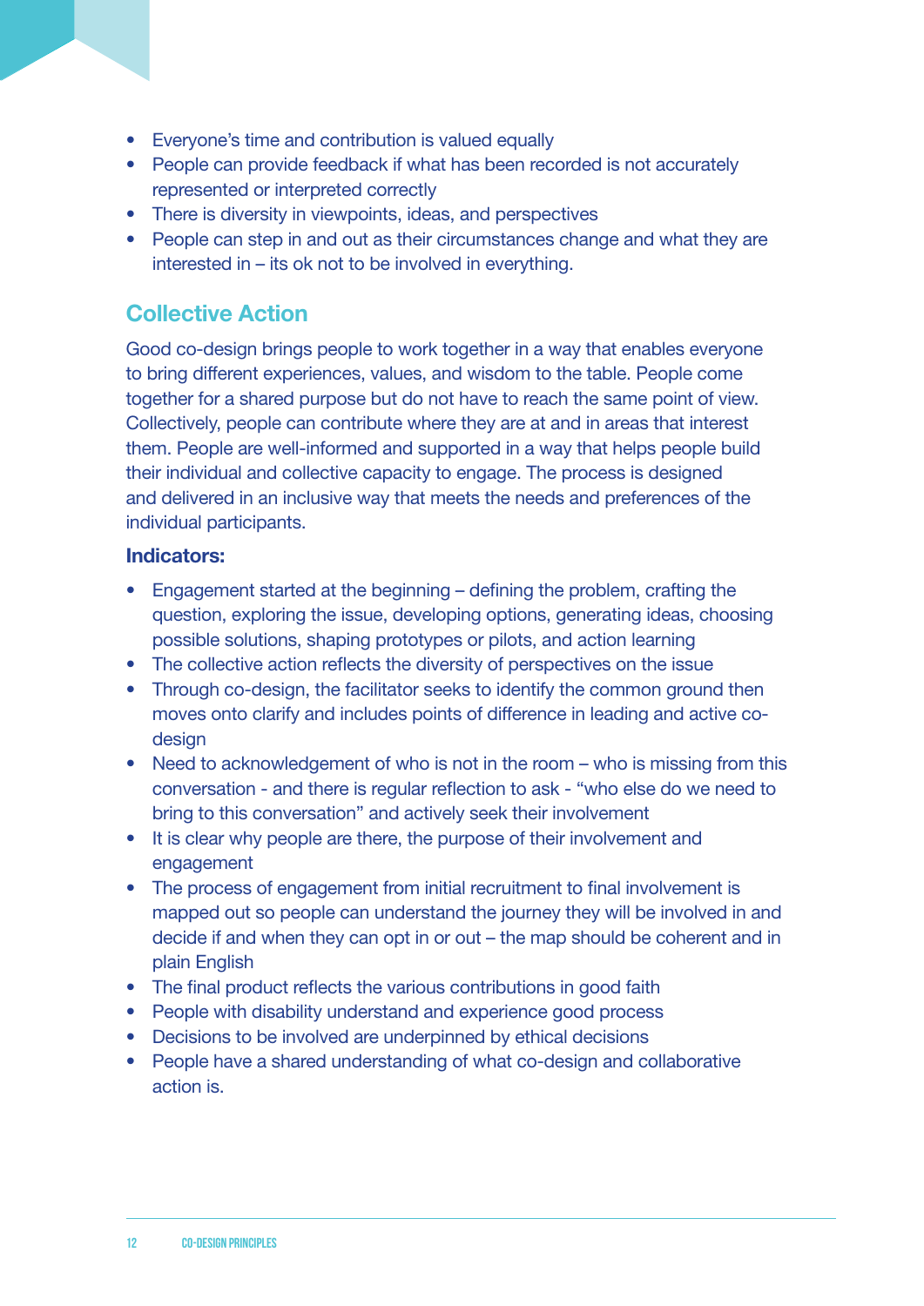- Everyone's time and contribution is valued equally
- People can provide feedback if what has been recorded is not accurately represented or interpreted correctly
- There is diversity in viewpoints, ideas, and perspectives
- People can step in and out as their circumstances change and what they are interested in – its ok not to be involved in everything.

## Collective Action

Good co-design brings people to work together in a way that enables everyone to bring different experiences, values, and wisdom to the table. People come together for a shared purpose but do not have to reach the same point of view. Collectively, people can contribute where they are at and in areas that interest them. People are well-informed and supported in a way that helps people build their individual and collective capacity to engage. The process is designed and delivered in an inclusive way that meets the needs and preferences of the individual participants.

### Indicators:

- Engagement started at the beginning – defining the problem, crafting the question, exploring the issue, developing options, generating ideas, choosing possible solutions, shaping prototypes or pilots, and action learning
- The collective action reflects the diversity of perspectives on the issue
- Through co-design, the facilitator seeks to identify the common ground then moves onto clarify and includes points of difference in leading and active co-design
- Need to acknowledgement of who is not in the room – who is missing from this conversation - and there is regular reflection to ask - "who else do we need to bring to this conversation" and actively seek their involvement
- It is clear why people are there, the purpose of their involvement and engagement
- The process of engagement from initial recruitment to final involvement is mapped out so people can understand the journey they will be involved in and decide if and when they can opt in or out – the map should be coherent and in plain English
- The final product reflects the various contributions in good faith
- People with disability understand and experience good process
- Decisions to be involved are underpinned by ethical decisions
- People have a shared understanding of what co-design and collaborative action is.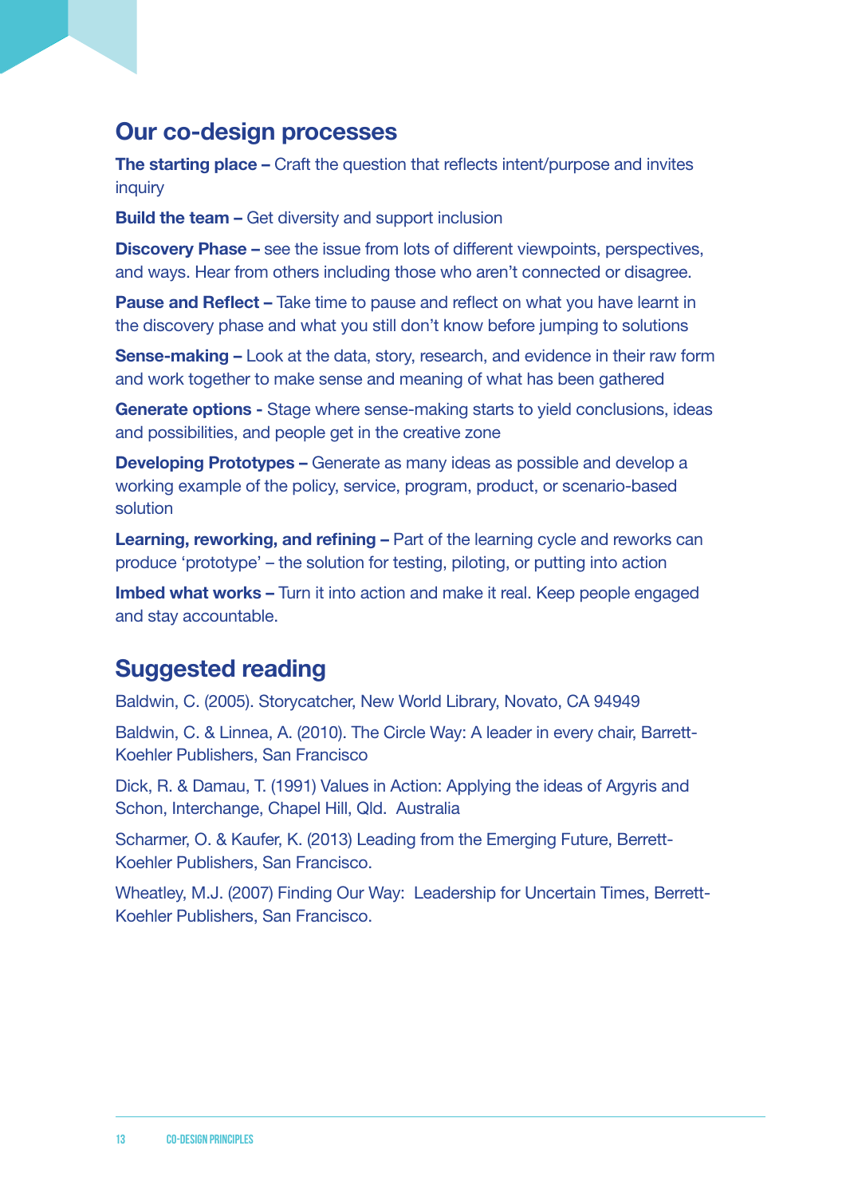## Our co-design processes

**The starting place –** Craft the question that reflects intent/purpose and invites inquiry

**Build the team –** Get diversity and support inclusion

**Discovery Phase –** see the issue from lots of different viewpoints, perspectives, and ways. Hear from others including those who aren't connected or disagree.

**Pause and Reflect –** Take time to pause and reflect on what you have learnt in the discovery phase and what you still don't know before jumping to solutions

**Sense-making –** Look at the data, story, research, and evidence in their raw form and work together to make sense and meaning of what has been gathered

**Generate options -** Stage where sense-making starts to yield conclusions, ideas and possibilities, and people get in the creative zone

**Developing Prototypes –** Generate as many ideas as possible and develop a working example of the policy, service, program, product, or scenario-based solution

**Learning, reworking, and refining –** Part of the learning cycle and reworks can produce 'prototype' – the solution for testing, piloting, or putting into action

**Imbed what works –** Turn it into action and make it real. Keep people engaged and stay accountable.

## Suggested reading

Baldwin, C. (2005). Storycatcher, New World Library, Novato, CA 94949

Baldwin, C. & Linnea, A. (2010). The Circle Way: A leader in every chair, Barrett-Koehler Publishers, San Francisco

Dick, R. & Damau, T. (1991) Values in Action: Applying the ideas of Argyris and Schon, Interchange, Chapel Hill, Qld. Australia

Scharmer, O. & Kaufer, K. (2013) Leading from the Emerging Future, Berrett-Koehler Publishers, San Francisco.

Wheatley, M.J. (2007) Finding Our Way: Leadership for Uncertain Times, Berrett-Koehler Publishers, San Francisco.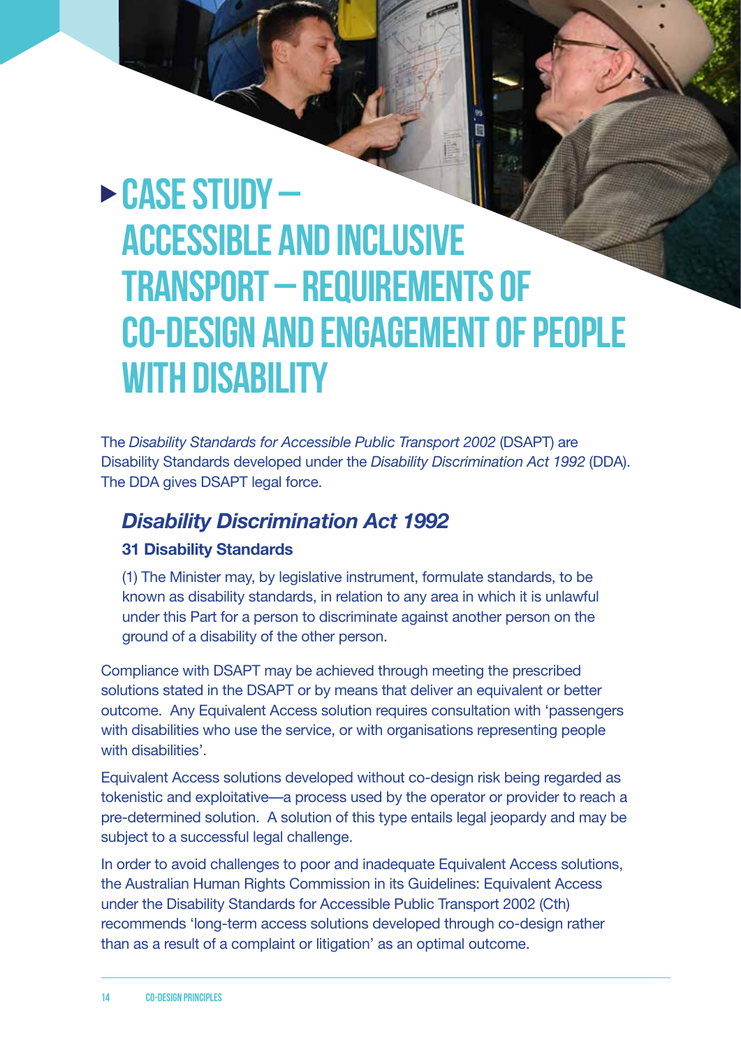# CASE STUDY – ACCESSIBLE AND INCLUSIVE TRANSPORT – REQUIREMENTS OF CO-DESIGN AND ENGAGEMENT OF PEOPLE WITH DISABILITY

The *Disability Standards for Accessible Public Transport 2002* (DSAPT) are Disability Standards developed under the *Disability Discrimination Act 1992* (DDA). The DDA gives DSAPT legal force.

## *Disability Discrimination Act 1992*

### 31 Disability Standards

(1) The Minister may, by legislative instrument, formulate standards, to be known as disability standards, in relation to any area in which it is unlawful under this Part for a person to discriminate against another person on the ground of a disability of the other person.

Compliance with DSAPT may be achieved through meeting the prescribed solutions stated in the DSAPT or by means that deliver an equivalent or better outcome. Any Equivalent Access solution requires consultation with 'passengers with disabilities who use the service, or with organisations representing people with disabilities'.

Equivalent Access solutions developed without co-design risk being regarded as tokenistic and exploitative—a process used by the operator or provider to reach a pre-determined solution. A solution of this type entails legal jeopardy and may be subject to a successful legal challenge.

In order to avoid challenges to poor and inadequate Equivalent Access solutions, the Australian Human Rights Commission in its Guidelines: Equivalent Access under the Disability Standards for Accessible Public Transport 2002 (Cth) recommends 'long-term access solutions developed through co-design rather than as a result of a complaint or litigation' as an optimal outcome.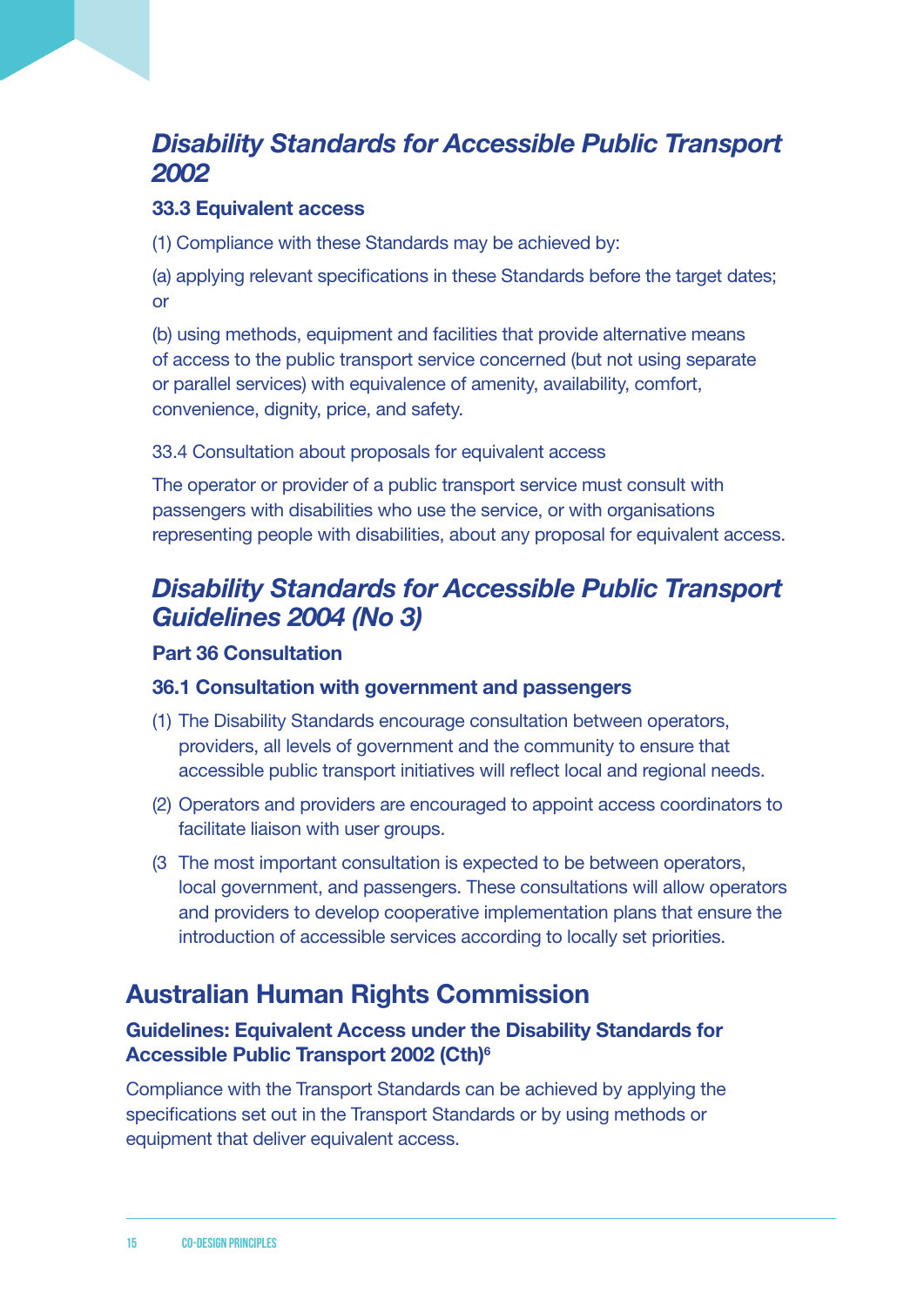## *Disability Standards for Accessible Public Transport 2002*

### 33.3 Equivalent access

(1) Compliance with these Standards may be achieved by:

(a) applying relevant specifications in these Standards before the target dates; or

(b) using methods, equipment and facilities that provide alternative means of access to the public transport service concerned (but not using separate or parallel services) with equivalence of amenity, availability, comfort, convenience, dignity, price, and safety.

33.4 Consultation about proposals for equivalent access

The operator or provider of a public transport service must consult with passengers with disabilities who use the service, or with organisations representing people with disabilities, about any proposal for equivalent access.

## *Disability Standards for Accessible Public Transport Guidelines 2004 (No 3)*

### Part 36 Consultation

### 36.1 Consultation with government and passengers

(1) The Disability Standards encourage consultation between operators, providers, all levels of government and the community to ensure that accessible public transport initiatives will reflect local and regional needs.

(2) Operators and providers are encouraged to appoint access coordinators to facilitate liaison with user groups.

(3 The most important consultation is expected to be between operators, local government, and passengers. These consultations will allow operators and providers to develop cooperative implementation plans that ensure the introduction of accessible services according to locally set priorities.

## Australian Human Rights Commission

### Guidelines: Equivalent Access under the Disability Standards for Accessible Public Transport 2002 (Cth)[6]

Compliance with the Transport Standards can be achieved by applying the specifications set out in the Transport Standards or by using methods or equipment that deliver equivalent access.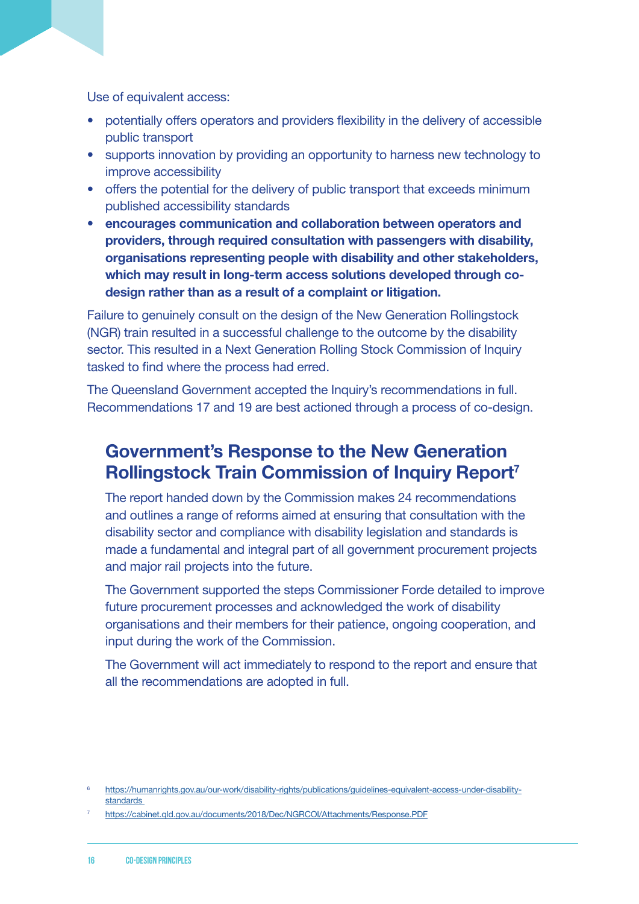Use of equivalent access:

- potentially offers operators and providers flexibility in the delivery of accessible public transport
- supports innovation by providing an opportunity to harness new technology to improve accessibility
- offers the potential for the delivery of public transport that exceeds minimum published accessibility standards
- **encourages communication and collaboration between operators and providers, through required consultation with passengers with disability, organisations representing people with disability and other stakeholders, which may result in long-term access solutions developed through co-design rather than as a result of a complaint or litigation.**

Failure to genuinely consult on the design of the New Generation Rollingstock (NGR) train resulted in a successful challenge to the outcome by the disability sector. This resulted in a Next Generation Rolling Stock Commission of Inquiry tasked to find where the process had erred.

The Queensland Government accepted the Inquiry's recommendations in full. Recommendations 17 and 19 are best actioned through a process of co-design.

## Government's Response to the New Generation Rollingstock Train Commission of Inquiry Report[7]

The report handed down by the Commission makes 24 recommendations and outlines a range of reforms aimed at ensuring that consultation with the disability sector and compliance with disability legislation and standards is made a fundamental and integral part of all government procurement projects and major rail projects into the future.

The Government supported the steps Commissioner Forde detailed to improve future procurement processes and acknowledged the work of disability organisations and their members for their patience, ongoing cooperation, and input during the work of the Commission.

The Government will act immediately to respond to the report and ensure that all the recommendations are adopted in full.

[6] https://humanrights.gov.au/our-work/disability-rights/publications/guidelines-equivalent-access-under-disability-standards

[7] https://cabinet.qld.gov.au/documents/2018/Dec/NGRCOI/Attachments/Response.PDF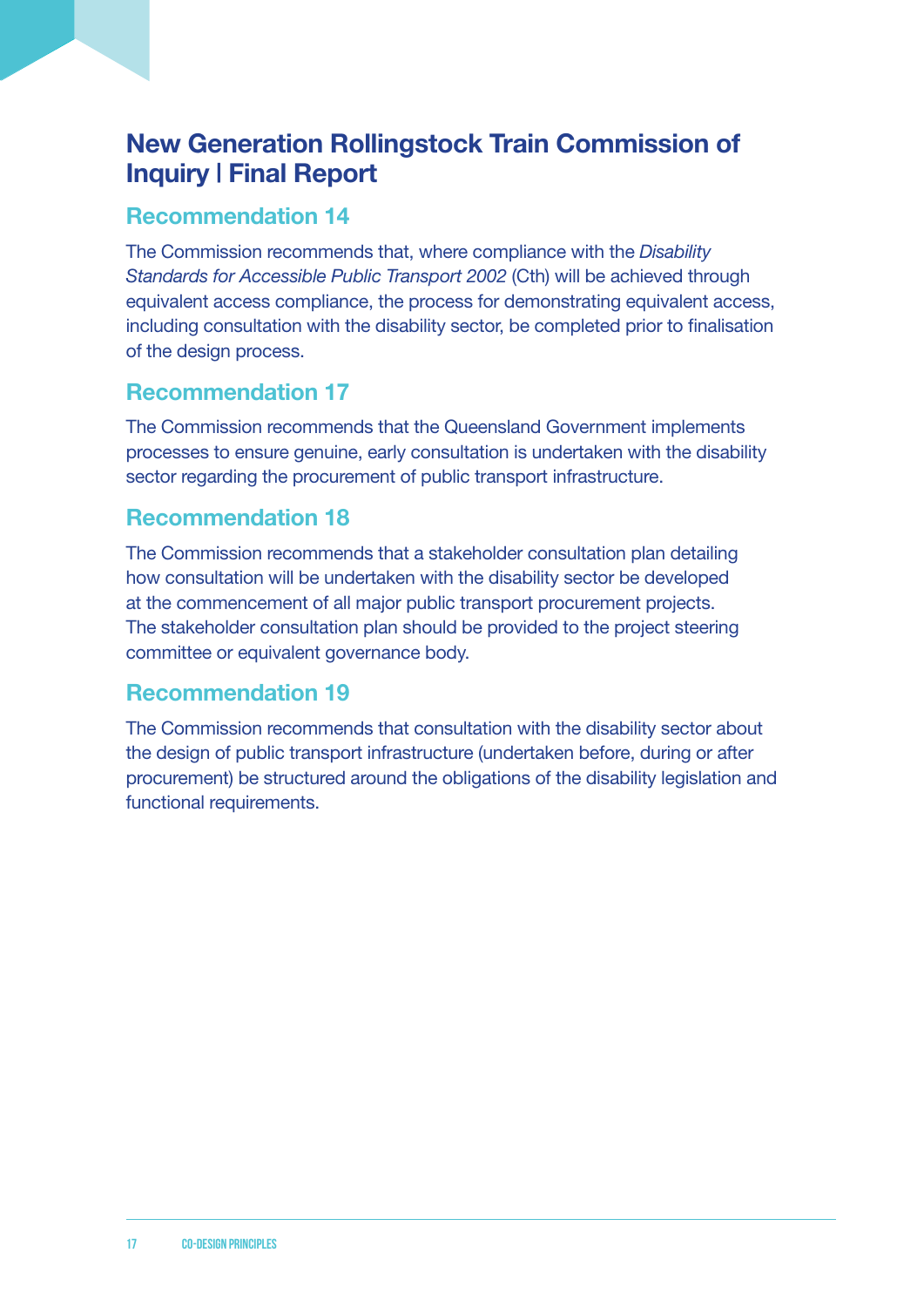## New Generation Rollingstock Train Commission of Inquiry | Final Report

### Recommendation 14

The Commission recommends that, where compliance with the *Disability Standards for Accessible Public Transport 2002* (Cth) will be achieved through equivalent access compliance, the process for demonstrating equivalent access, including consultation with the disability sector, be completed prior to finalisation of the design process.

### Recommendation 17

The Commission recommends that the Queensland Government implements processes to ensure genuine, early consultation is undertaken with the disability sector regarding the procurement of public transport infrastructure.

### Recommendation 18

The Commission recommends that a stakeholder consultation plan detailing how consultation will be undertaken with the disability sector be developed at the commencement of all major public transport procurement projects. The stakeholder consultation plan should be provided to the project steering committee or equivalent governance body.

### Recommendation 19

The Commission recommends that consultation with the disability sector about the design of public transport infrastructure (undertaken before, during or after procurement) be structured around the obligations of the disability legislation and functional requirements.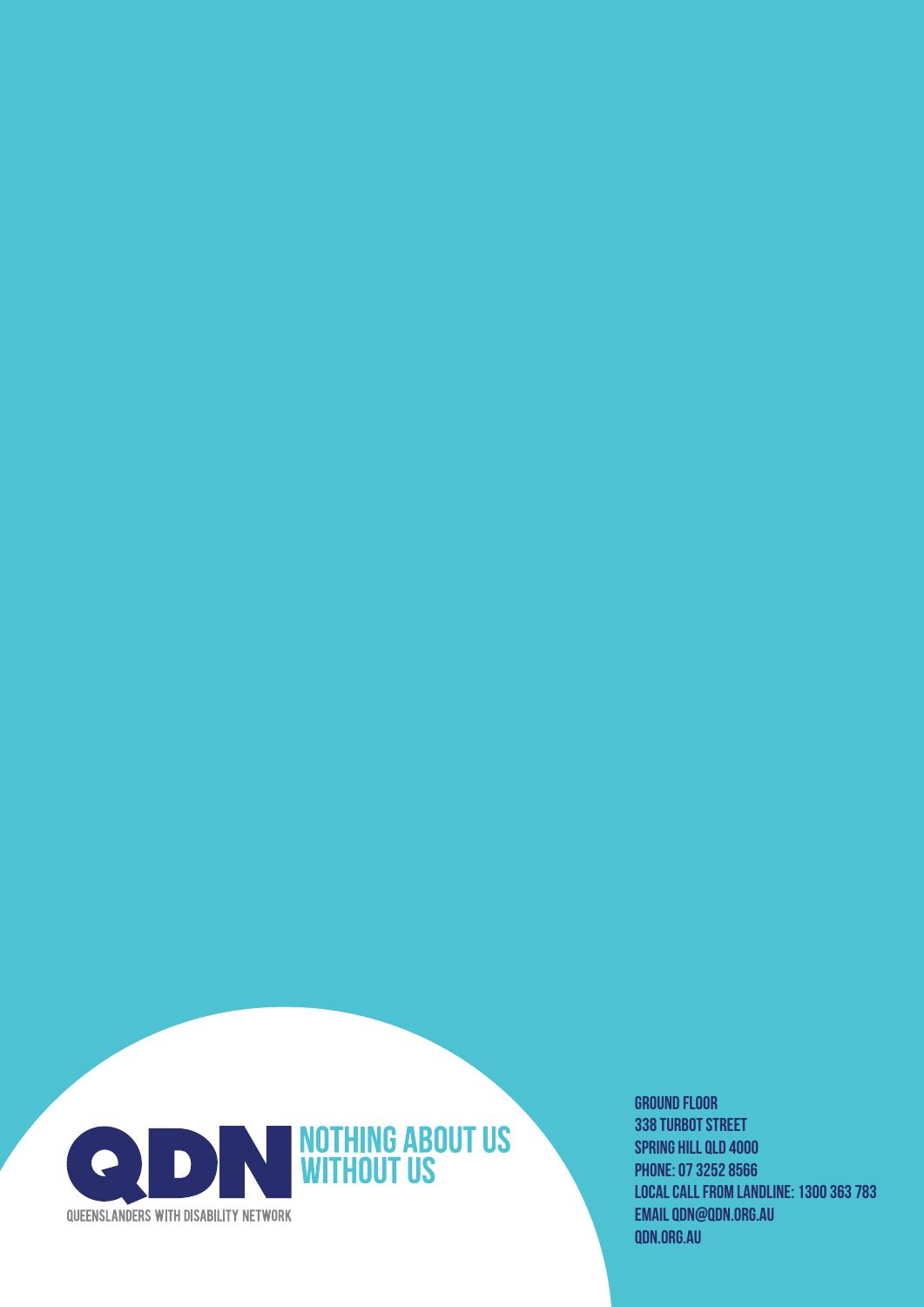QDN

NOTHING ABOUT US WITHOUT US

QUEENSLANDERS WITH DISABILITY NETWORK

GROUND FLOOR
338 TURBOT STREET
SPRING HILL QLD 4000
PHONE: 07 3252 8566
LOCAL CALL FROM LANDLINE: 1300 363 783
EMAIL QDN@QDN.ORG.AU
QDN.ORG.AU